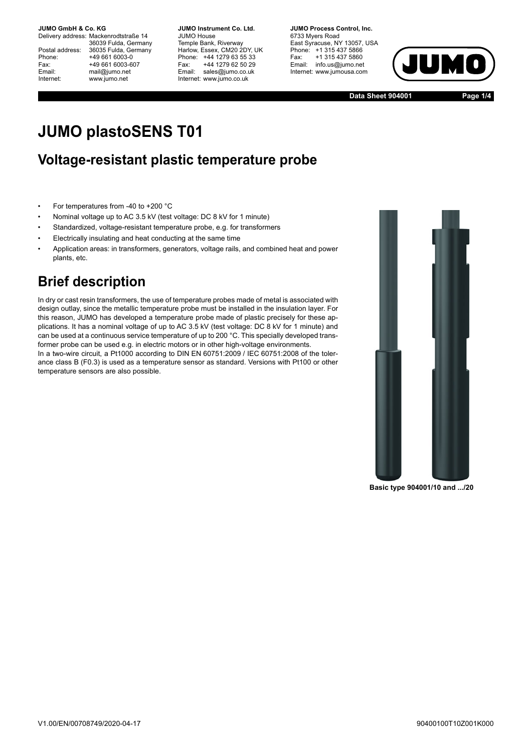# JUMO plastoSENS T01

## Voltage-resistant plastic temperature probe

- For temperatures from -40 to +200 °C
- Nominal voltage up to AC 3.5 kV (test voltage: DC 8 kV for 1 minute)
- Standardized, voltage-resistant temperature probe, e.g. for transformers
- Electrically insulating and heat conducting at the same time
- Application areas: in transformers, generators, voltage rails, and combined heat and power plants, etc.

Basic type 904001/10 and .../20

# Brief description

In dry or cast resin transformers, the use of temperature probes made of metal is associated with design outlay, since the metallic temperature probe must be installed in the insulation layer. For this reason, JUMO has developed a temperature probe made of plastic precisely for these applications. It has a nominal voltage of up to AC 3.5 kV (test voltage: DC 8 kV for 1 minute) and can be used at a continuous service temperature of up to 200 °C. This specially developed transformer probe can be used e.g. in electric motors or in other high-voltage environments.
In a two-wire circuit, a Pt1000 according to DIN EN 60751:2009 / IEC 60751:2008 of the tolerance class B (F0.3) is used as a temperature sensor as standard. Versions with Pt100 or other temperature sensors are also possible.

V1.00/EN/00708749/2020-04-17 90400100T10Z001K000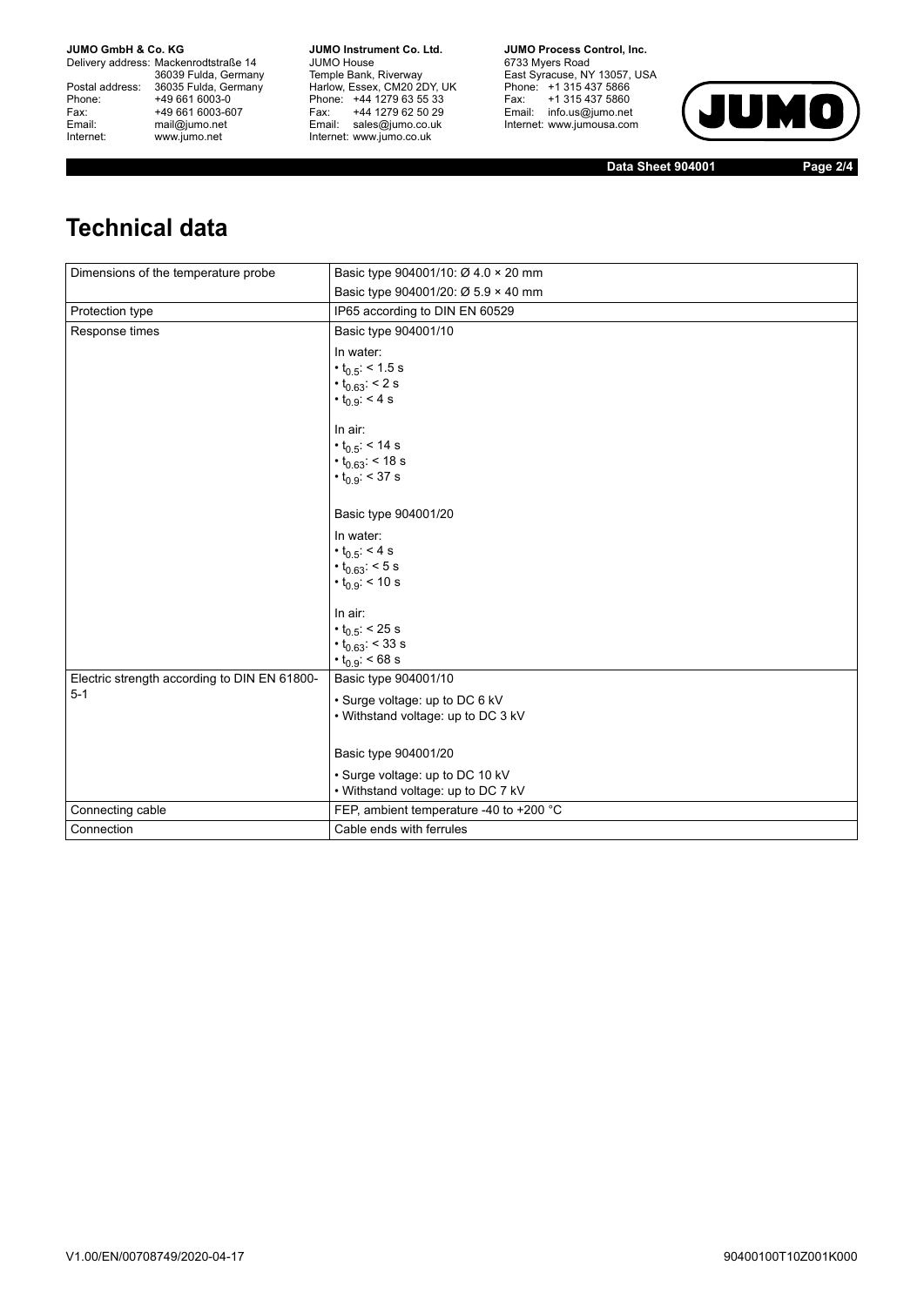# Technical data

| | |
|---|---|
| Dimensions of the temperature probe | Basic type 904001/10: Ø 4.0 × 20 mm<br>Basic type 904001/20: Ø 5.9 × 40 mm |
| Protection type | IP65 according to DIN EN 60529 |
| Response times | Basic type 904001/10<br><br>In water:<br>• $t_{0.5}$: < 1.5 s<br>• $t_{0.63}$: < 2 s<br>• $t_{0.9}$: < 4 s<br><br>In air:<br>• $t_{0.5}$: < 14 s<br>• $t_{0.63}$: < 18 s<br>• $t_{0.9}$: < 37 s<br><br>Basic type 904001/20<br><br>In water:<br>• $t_{0.5}$: < 4 s<br>• $t_{0.63}$: < 5 s<br>• $t_{0.9}$: < 10 s<br><br>In air:<br>• $t_{0.5}$: < 25 s<br>• $t_{0.63}$: < 33 s<br>• $t_{0.9}$: < 68 s |
| Electric strength according to DIN EN 61800-5-1 | Basic type 904001/10<br><br>• Surge voltage: up to DC 6 kV<br>• Withstand voltage: up to DC 3 kV<br><br>Basic type 904001/20<br><br>• Surge voltage: up to DC 10 kV<br>• Withstand voltage: up to DC 7 kV |
| Connecting cable | FEP, ambient temperature -40 to +200 °C |
| Connection | Cable ends with ferrules |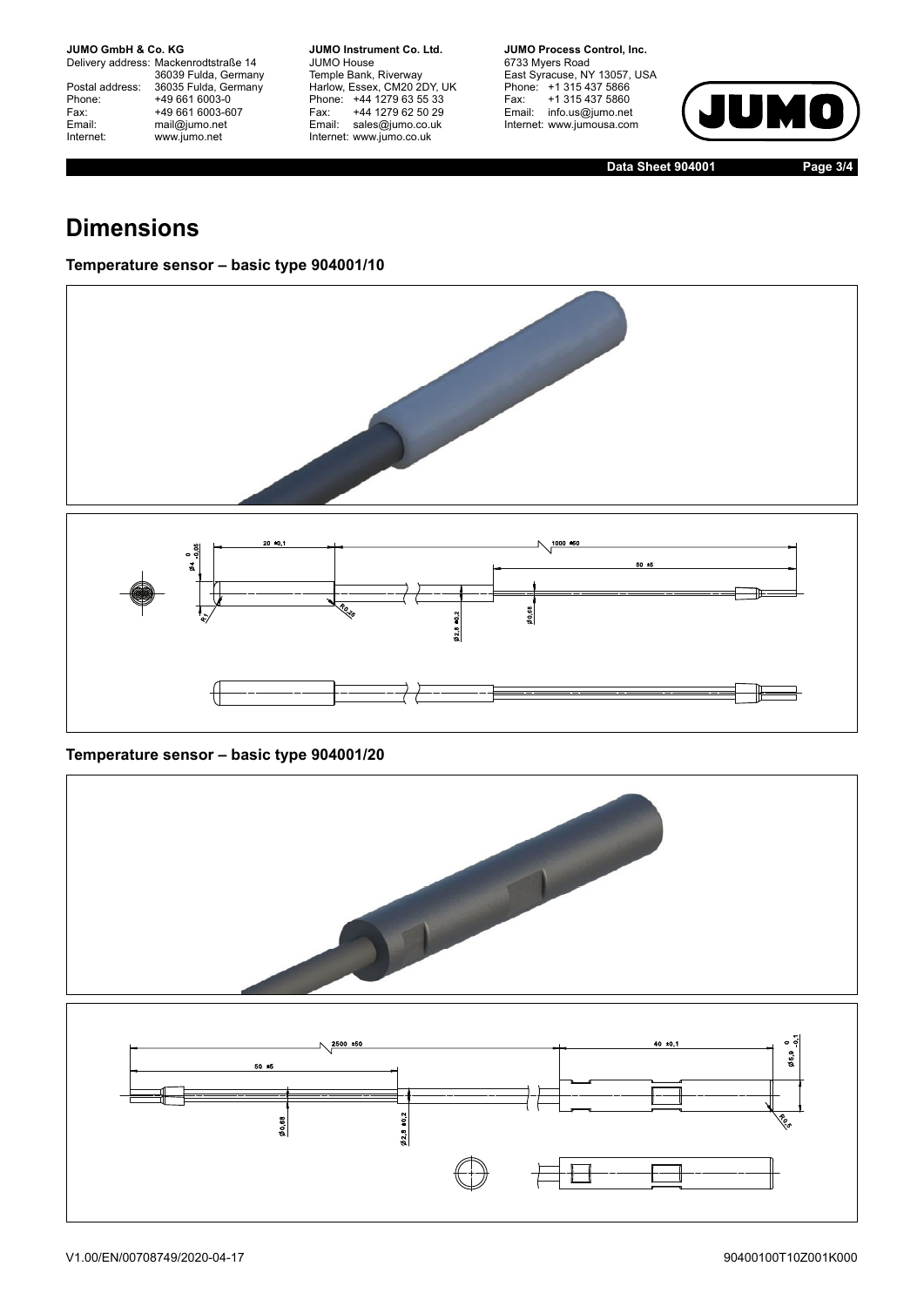# Dimensions

### Temperature sensor – basic type 904001/10

### Temperature sensor – basic type 904001/20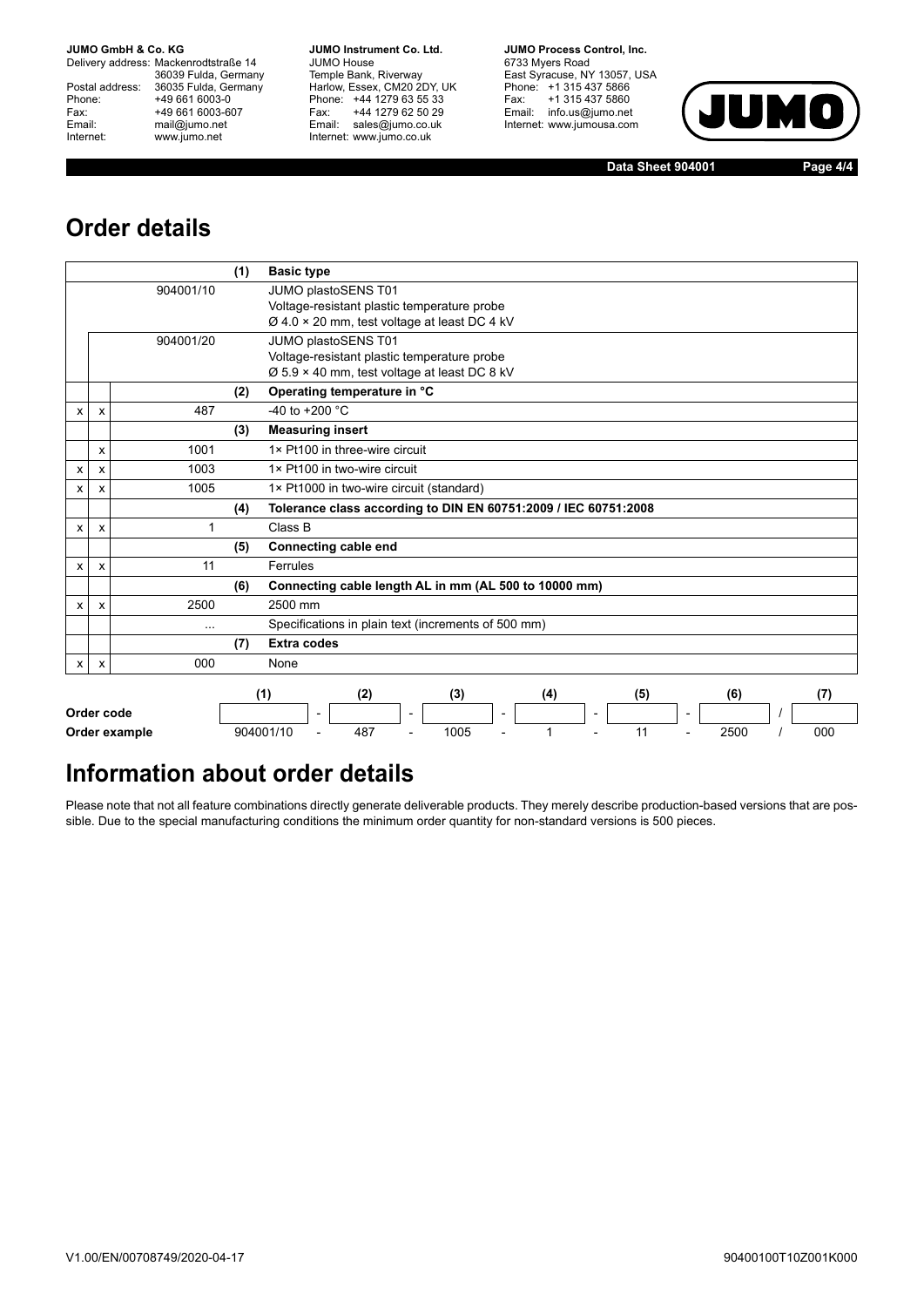## Order details

| | | | | |
|---|---|---|---|---|
| | | | (1) | **Basic type** |
| | | 904001/10 | | JUMO plastoSENS T01<br>Voltage-resistant plastic temperature probe<br>Ø 4.0 × 20 mm, test voltage at least DC 4 kV |
| | | 904001/20 | | JUMO plastoSENS T01<br>Voltage-resistant plastic temperature probe<br>Ø 5.9 × 40 mm, test voltage at least DC 8 kV |
| | | | (2) | **Operating temperature in °C** |
| x | x | 487 | | -40 to +200 °C |
| | | | (3) | **Measuring insert** |
| | x | 1001 | | 1× Pt100 in three-wire circuit |
| x | x | 1003 | | 1× Pt100 in two-wire circuit |
| x | x | 1005 | | 1× Pt1000 in two-wire circuit (standard) |
| | | | (4) | **Tolerance class according to DIN EN 60751:2009 / IEC 60751:2008** |
| x | x | 1 | | Class B |
| | | | (5) | **Connecting cable end** |
| x | x | 11 | | Ferrules |
| | | | (6) | **Connecting cable length AL in mm (AL 500 to 10000 mm)** |
| x | x | 2500 | | 2500 mm |
| | | ... | | Specifications in plain text (increments of 500 mm) |
| | | | (7) | **Extra codes** |
| x | x | 000 | | None |

| | (1) | | (2) | | (3) | | (4) | | (5) | | (6) | | (7) |
|---|---|---|---|---|---|---|---|---|---|---|---|---|---|
| **Order code** | | - | | - | | - | | - | | - | | / | |
| **Order example** | 904001/10 | - | 487 | - | 1005 | - | 1 | - | 11 | - | 2500 | / | 000 |

## Information about order details

Please note that not all feature combinations directly generate deliverable products. They merely describe production-based versions that are possible. Due to the special manufacturing conditions the minimum order quantity for non-standard versions is 500 pieces.